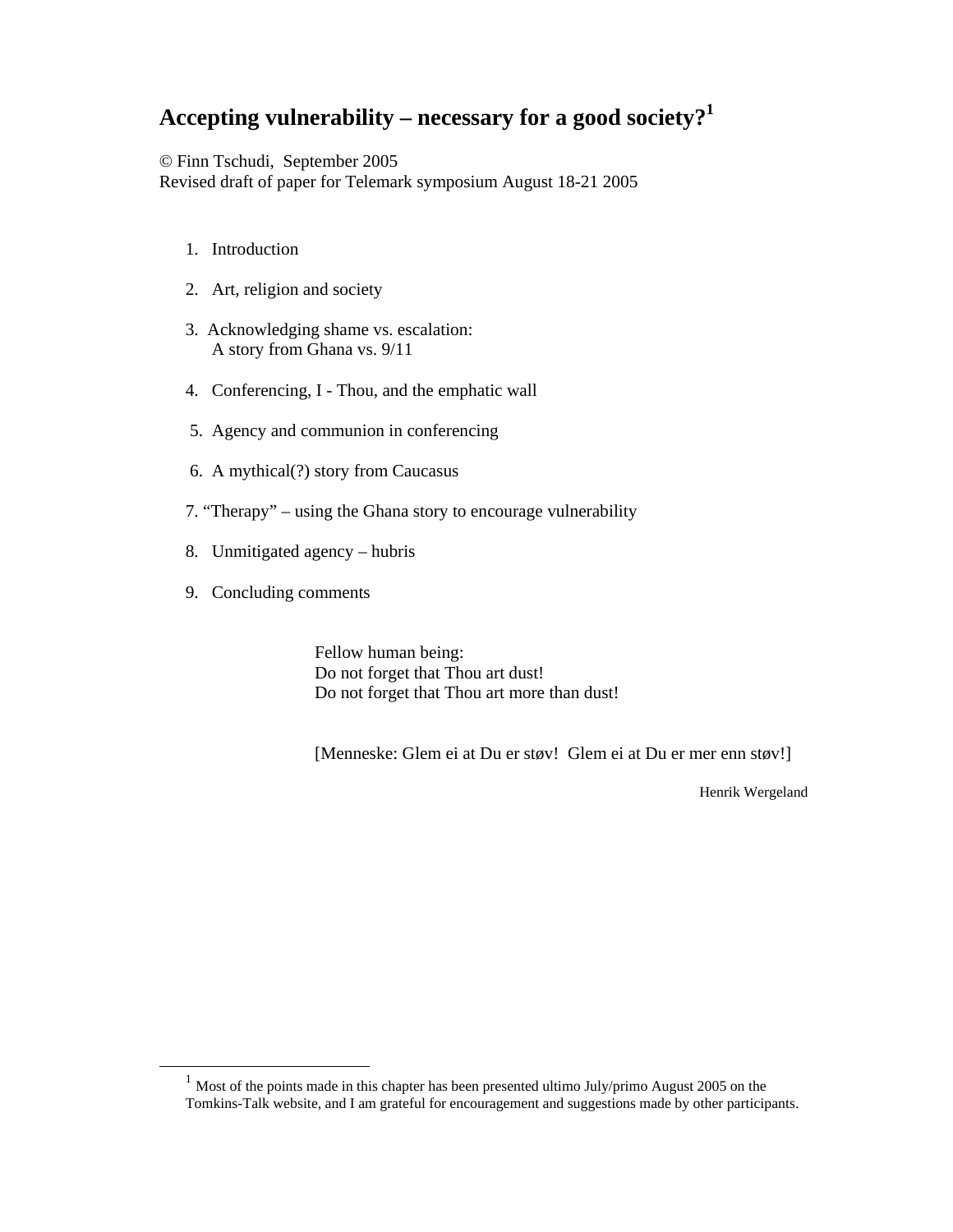# Accepting vulnerability – necessary for a good society?[1]

© Finn Tschudi, September 2005
Revised draft of paper for Telemark symposium August 18-21 2005

1. Introduction
2. Art, religion and society
3. Acknowledging shame vs. escalation:
   A story from Ghana vs. 9/11
4. Conferencing, I - Thou, and the emphatic wall
5. Agency and communion in conferencing
6. A mythical(?) story from Caucasus
7. "Therapy" – using the Ghana story to encourage vulnerability
8. Unmitigated agency – hubris
9. Concluding comments

> Fellow human being:
> Do not forget that Thou art dust!
> Do not forget that Thou art more than dust!
>
> [Menneske: Glem ei at Du er støv! Glem ei at Du er mer enn støv!]
>
> Henrik Wergeland

---

[1] Most of the points made in this chapter has been presented ultimo July/primo August 2005 on the Tomkins-Talk website, and I am grateful for encouragement and suggestions made by other participants.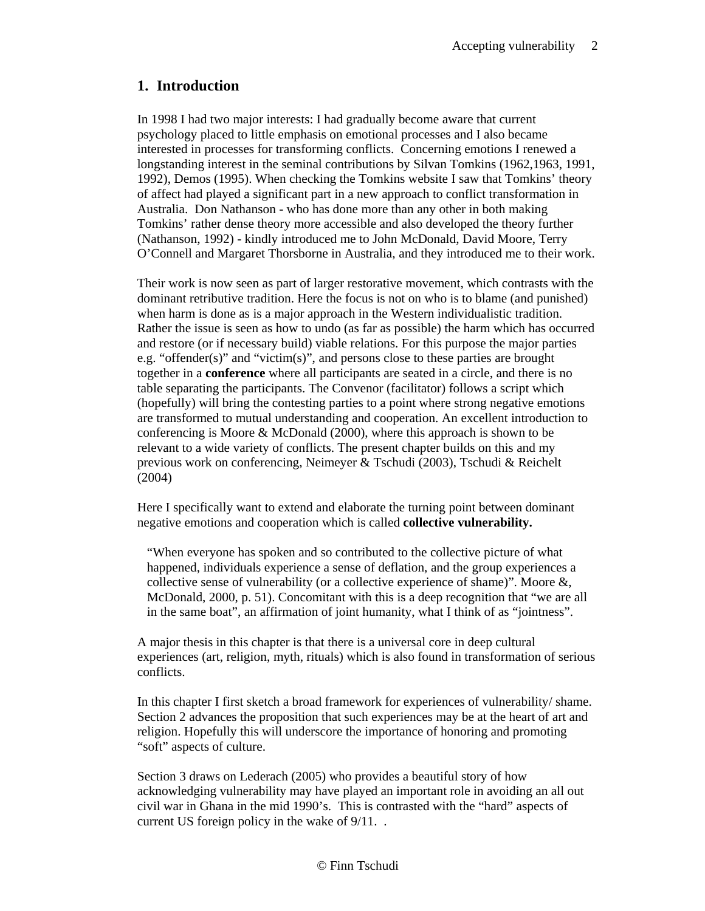## 1. Introduction

In 1998 I had two major interests: I had gradually become aware that current psychology placed to little emphasis on emotional processes and I also became interested in processes for transforming conflicts. Concerning emotions I renewed a longstanding interest in the seminal contributions by Silvan Tomkins (1962,1963, 1991, 1992), Demos (1995). When checking the Tomkins website I saw that Tomkins' theory of affect had played a significant part in a new approach to conflict transformation in Australia. Don Nathanson - who has done more than any other in both making Tomkins' rather dense theory more accessible and also developed the theory further (Nathanson, 1992) - kindly introduced me to John McDonald, David Moore, Terry O'Connell and Margaret Thorsborne in Australia, and they introduced me to their work.

Their work is now seen as part of larger restorative movement, which contrasts with the dominant retributive tradition. Here the focus is not on who is to blame (and punished) when harm is done as is a major approach in the Western individualistic tradition. Rather the issue is seen as how to undo (as far as possible) the harm which has occurred and restore (or if necessary build) viable relations. For this purpose the major parties e.g. "offender(s)" and "victim(s)", and persons close to these parties are brought together in a **conference** where all participants are seated in a circle, and there is no table separating the participants. The Convenor (facilitator) follows a script which (hopefully) will bring the contesting parties to a point where strong negative emotions are transformed to mutual understanding and cooperation. An excellent introduction to conferencing is Moore & McDonald (2000), where this approach is shown to be relevant to a wide variety of conflicts. The present chapter builds on this and my previous work on conferencing, Neimeyer & Tschudi (2003), Tschudi & Reichelt (2004)

Here I specifically want to extend and elaborate the turning point between dominant negative emotions and cooperation which is called **collective vulnerability.**

> "When everyone has spoken and so contributed to the collective picture of what happened, individuals experience a sense of deflation, and the group experiences a collective sense of vulnerability (or a collective experience of shame)". Moore &, McDonald, 2000, p. 51). Concomitant with this is a deep recognition that "we are all in the same boat", an affirmation of joint humanity, what I think of as "jointness".

A major thesis in this chapter is that there is a universal core in deep cultural experiences (art, religion, myth, rituals) which is also found in transformation of serious conflicts.

In this chapter I first sketch a broad framework for experiences of vulnerability/ shame. Section 2 advances the proposition that such experiences may be at the heart of art and religion. Hopefully this will underscore the importance of honoring and promoting "soft" aspects of culture.

Section 3 draws on Lederach (2005) who provides a beautiful story of how acknowledging vulnerability may have played an important role in avoiding an all out civil war in Ghana in the mid 1990's. This is contrasted with the "hard" aspects of current US foreign policy in the wake of 9/11. .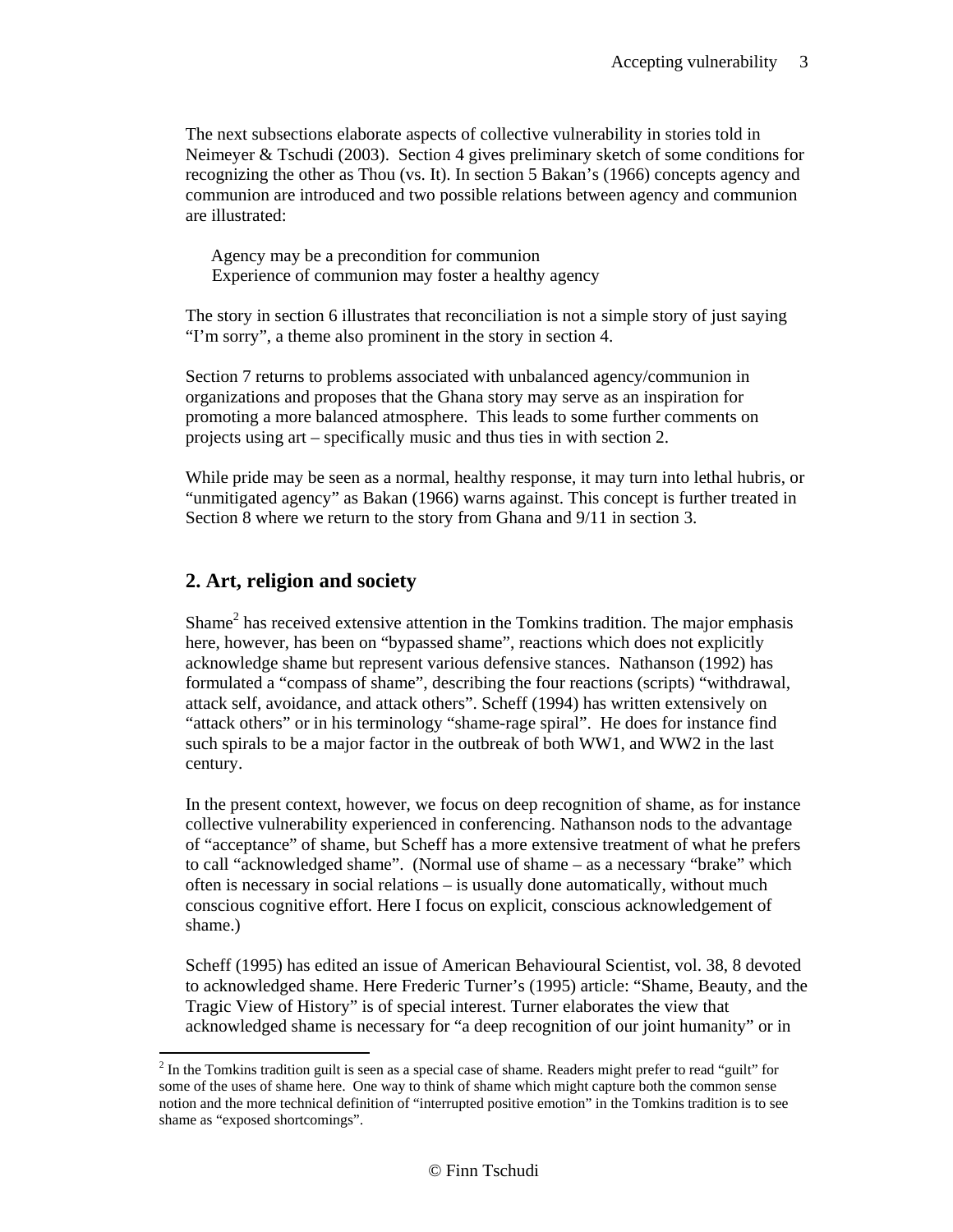The next subsections elaborate aspects of collective vulnerability in stories told in Neimeyer & Tschudi (2003). Section 4 gives preliminary sketch of some conditions for recognizing the other as Thou (vs. It). In section 5 Bakan's (1966) concepts agency and communion are introduced and two possible relations between agency and communion are illustrated:

Agency may be a precondition for communion
Experience of communion may foster a healthy agency

The story in section 6 illustrates that reconciliation is not a simple story of just saying "I'm sorry", a theme also prominent in the story in section 4.

Section 7 returns to problems associated with unbalanced agency/communion in organizations and proposes that the Ghana story may serve as an inspiration for promoting a more balanced atmosphere. This leads to some further comments on projects using art – specifically music and thus ties in with section 2.

While pride may be seen as a normal, healthy response, it may turn into lethal hubris, or "unmitigated agency" as Bakan (1966) warns against. This concept is further treated in Section 8 where we return to the story from Ghana and 9/11 in section 3.

## 2. Art, religion and society

Shame[2] has received extensive attention in the Tomkins tradition. The major emphasis here, however, has been on "bypassed shame", reactions which does not explicitly acknowledge shame but represent various defensive stances. Nathanson (1992) has formulated a "compass of shame", describing the four reactions (scripts) "withdrawal, attack self, avoidance, and attack others". Scheff (1994) has written extensively on "attack others" or in his terminology "shame-rage spiral". He does for instance find such spirals to be a major factor in the outbreak of both WW1, and WW2 in the last century.

In the present context, however, we focus on deep recognition of shame, as for instance collective vulnerability experienced in conferencing. Nathanson nods to the advantage of "acceptance" of shame, but Scheff has a more extensive treatment of what he prefers to call "acknowledged shame". (Normal use of shame – as a necessary "brake" which often is necessary in social relations – is usually done automatically, without much conscious cognitive effort. Here I focus on explicit, conscious acknowledgement of shame.)

Scheff (1995) has edited an issue of American Behavioural Scientist, vol. 38, 8 devoted to acknowledged shame. Here Frederic Turner's (1995) article: "Shame, Beauty, and the Tragic View of History" is of special interest. Turner elaborates the view that acknowledged shame is necessary for "a deep recognition of our joint humanity" or in

[2] In the Tomkins tradition guilt is seen as a special case of shame. Readers might prefer to read "guilt" for some of the uses of shame here. One way to think of shame which might capture both the common sense notion and the more technical definition of "interrupted positive emotion" in the Tomkins tradition is to see shame as "exposed shortcomings".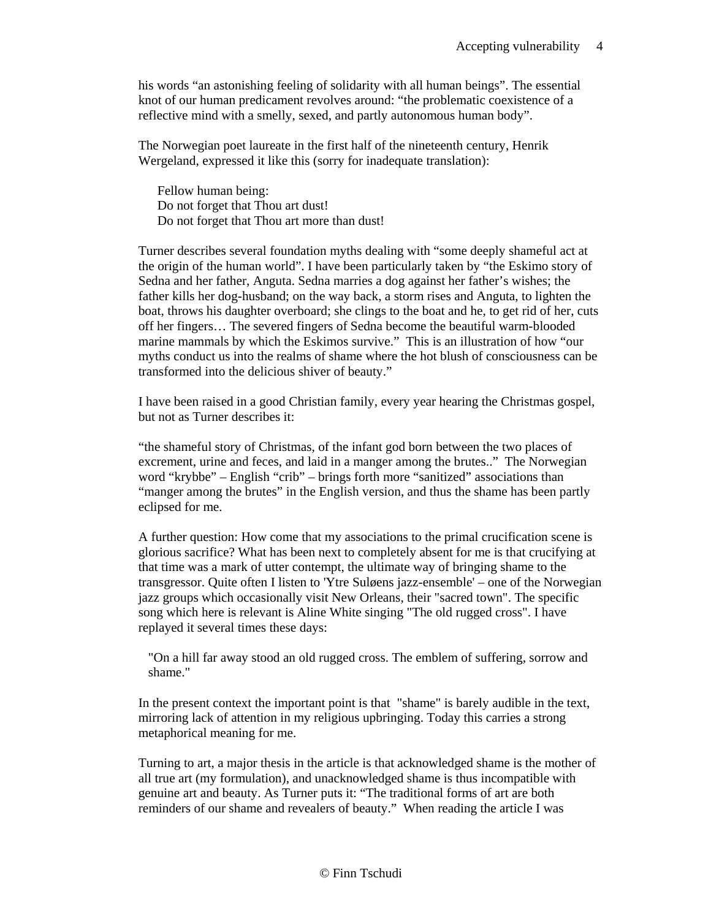his words “an astonishing feeling of solidarity with all human beings”. The essential knot of our human predicament revolves around: “the problematic coexistence of a reflective mind with a smelly, sexed, and partly autonomous human body”.

The Norwegian poet laureate in the first half of the nineteenth century, Henrik Wergeland, expressed it like this (sorry for inadequate translation):

> Fellow human being:
> Do not forget that Thou art dust!
> Do not forget that Thou art more than dust!

Turner describes several foundation myths dealing with “some deeply shameful act at the origin of the human world”. I have been particularly taken by “the Eskimo story of Sedna and her father, Anguta. Sedna marries a dog against her father’s wishes; the father kills her dog-husband; on the way back, a storm rises and Anguta, to lighten the boat, throws his daughter overboard; she clings to the boat and he, to get rid of her, cuts off her fingers… The severed fingers of Sedna become the beautiful warm-blooded marine mammals by which the Eskimos survive.” This is an illustration of how “our myths conduct us into the realms of shame where the hot blush of consciousness can be transformed into the delicious shiver of beauty.”

I have been raised in a good Christian family, every year hearing the Christmas gospel, but not as Turner describes it:

“the shameful story of Christmas, of the infant god born between the two places of excrement, urine and feces, and laid in a manger among the brutes..” The Norwegian word “krybbe” – English “crib” – brings forth more “sanitized” associations than “manger among the brutes” in the English version, and thus the shame has been partly eclipsed for me.

A further question: How come that my associations to the primal crucification scene is glorious sacrifice? What has been next to completely absent for me is that crucifying at that time was a mark of utter contempt, the ultimate way of bringing shame to the transgressor. Quite often I listen to 'Ytre Suløens jazz-ensemble' – one of the Norwegian jazz groups which occasionally visit New Orleans, their "sacred town". The specific song which here is relevant is Aline White singing "The old rugged cross". I have replayed it several times these days:

> "On a hill far away stood an old rugged cross. The emblem of suffering, sorrow and shame."

In the present context the important point is that "shame" is barely audible in the text, mirroring lack of attention in my religious upbringing. Today this carries a strong metaphorical meaning for me.

Turning to art, a major thesis in the article is that acknowledged shame is the mother of all true art (my formulation), and unacknowledged shame is thus incompatible with genuine art and beauty. As Turner puts it: “The traditional forms of art are both reminders of our shame and revealers of beauty.” When reading the article I was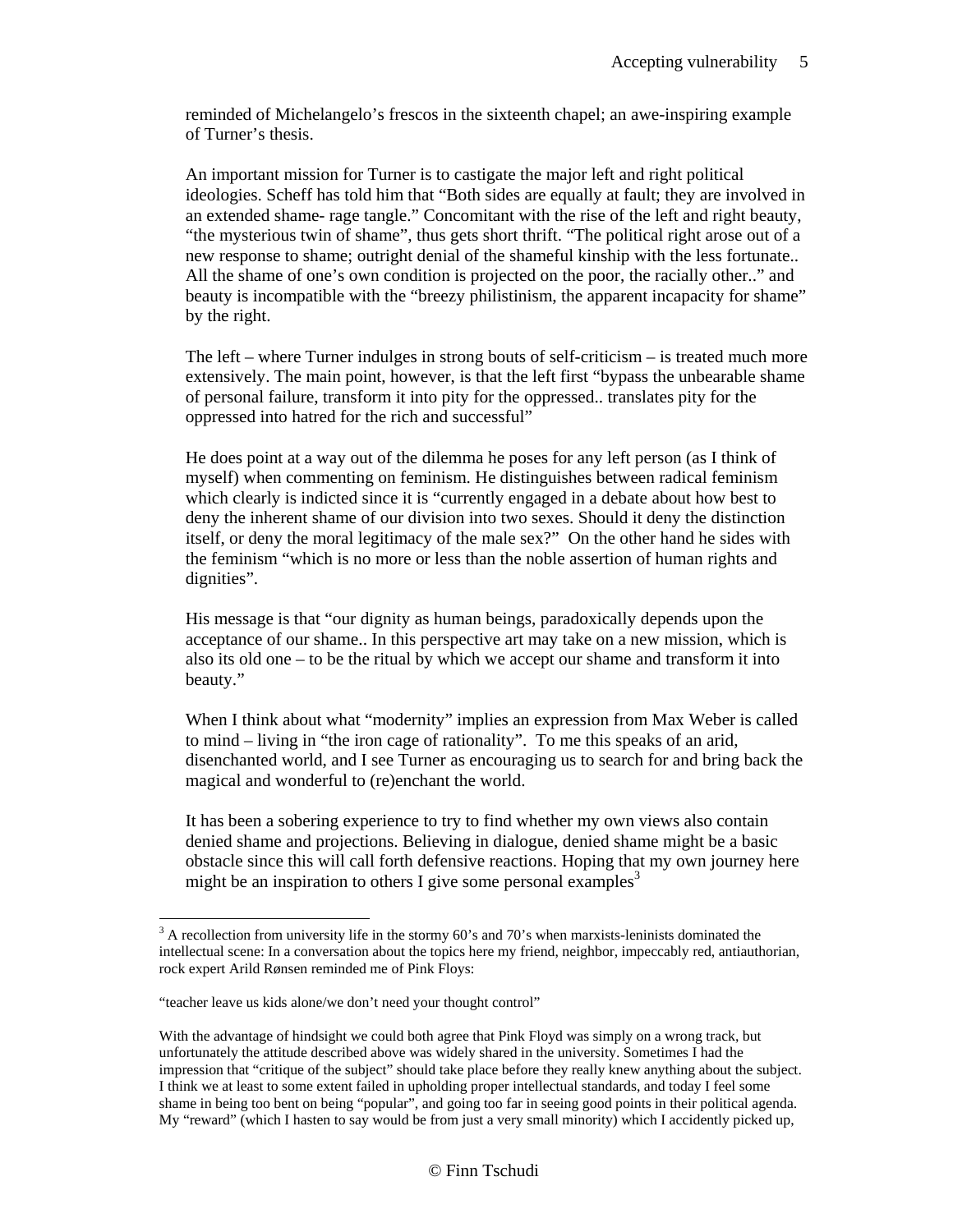reminded of Michelangelo's frescos in the sixteenth chapel; an awe-inspiring example of Turner's thesis.

An important mission for Turner is to castigate the major left and right political ideologies. Scheff has told him that "Both sides are equally at fault; they are involved in an extended shame- rage tangle." Concomitant with the rise of the left and right beauty, "the mysterious twin of shame", thus gets short thrift. "The political right arose out of a new response to shame; outright denial of the shameful kinship with the less fortunate.. All the shame of one's own condition is projected on the poor, the racially other.." and beauty is incompatible with the "breezy philistinism, the apparent incapacity for shame" by the right.

The left – where Turner indulges in strong bouts of self-criticism – is treated much more extensively. The main point, however, is that the left first "bypass the unbearable shame of personal failure, transform it into pity for the oppressed.. translates pity for the oppressed into hatred for the rich and successful"

He does point at a way out of the dilemma he poses for any left person (as I think of myself) when commenting on feminism. He distinguishes between radical feminism which clearly is indicted since it is "currently engaged in a debate about how best to deny the inherent shame of our division into two sexes. Should it deny the distinction itself, or deny the moral legitimacy of the male sex?" On the other hand he sides with the feminism "which is no more or less than the noble assertion of human rights and dignities".

His message is that "our dignity as human beings, paradoxically depends upon the acceptance of our shame.. In this perspective art may take on a new mission, which is also its old one – to be the ritual by which we accept our shame and transform it into beauty."

When I think about what "modernity" implies an expression from Max Weber is called to mind – living in "the iron cage of rationality". To me this speaks of an arid, disenchanted world, and I see Turner as encouraging us to search for and bring back the magical and wonderful to (re)enchant the world.

It has been a sobering experience to try to find whether my own views also contain denied shame and projections. Believing in dialogue, denied shame might be a basic obstacle since this will call forth defensive reactions. Hoping that my own journey here might be an inspiration to others I give some personal examples[3]

[3] A recollection from university life in the stormy 60's and 70's when marxists-leninists dominated the intellectual scene: In a conversation about the topics here my friend, neighbor, impeccably red, antiauthorian, rock expert Arild Rønsen reminded me of Pink Floys:

"teacher leave us kids alone/we don't need your thought control"

With the advantage of hindsight we could both agree that Pink Floyd was simply on a wrong track, but unfortunately the attitude described above was widely shared in the university. Sometimes I had the impression that "critique of the subject" should take place before they really knew anything about the subject. I think we at least to some extent failed in upholding proper intellectual standards, and today I feel some shame in being too bent on being "popular", and going too far in seeing good points in their political agenda. My "reward" (which I hasten to say would be from just a very small minority) which I accidently picked up,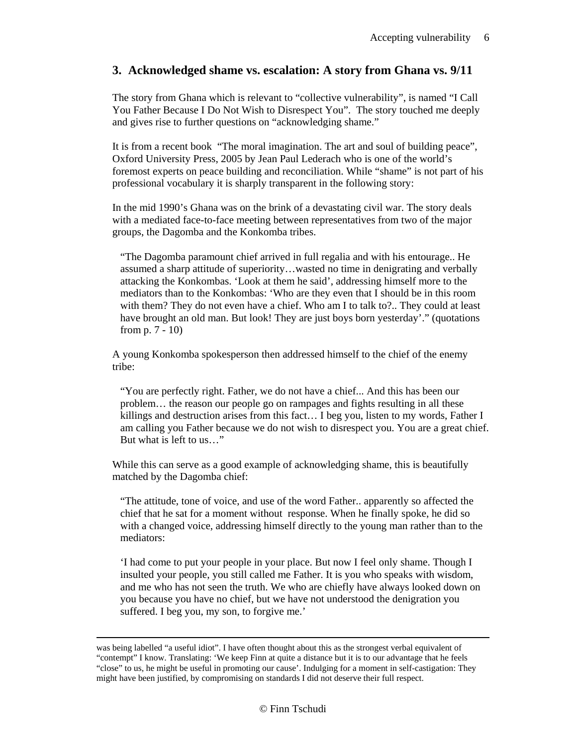## 3. Acknowledged shame vs. escalation: A story from Ghana vs. 9/11

The story from Ghana which is relevant to "collective vulnerability", is named "I Call You Father Because I Do Not Wish to Disrespect You". The story touched me deeply and gives rise to further questions on "acknowledging shame."

It is from a recent book "The moral imagination. The art and soul of building peace", Oxford University Press, 2005 by Jean Paul Lederach who is one of the world's foremost experts on peace building and reconciliation. While "shame" is not part of his professional vocabulary it is sharply transparent in the following story:

In the mid 1990's Ghana was on the brink of a devastating civil war. The story deals with a mediated face-to-face meeting between representatives from two of the major groups, the Dagomba and the Konkomba tribes.

> "The Dagomba paramount chief arrived in full regalia and with his entourage.. He assumed a sharp attitude of superiority…wasted no time in denigrating and verbally attacking the Konkombas. 'Look at them he said', addressing himself more to the mediators than to the Konkombas: 'Who are they even that I should be in this room with them? They do not even have a chief. Who am I to talk to?.. They could at least have brought an old man. But look! They are just boys born yesterday'." (quotations from p. 7 - 10)

A young Konkomba spokesperson then addressed himself to the chief of the enemy tribe:

> "You are perfectly right. Father, we do not have a chief... And this has been our problem… the reason our people go on rampages and fights resulting in all these killings and destruction arises from this fact… I beg you, listen to my words, Father I am calling you Father because we do not wish to disrespect you. You are a great chief. But what is left to us…"

While this can serve as a good example of acknowledging shame, this is beautifully matched by the Dagomba chief:

> "The attitude, tone of voice, and use of the word Father.. apparently so affected the chief that he sat for a moment without response. When he finally spoke, he did so with a changed voice, addressing himself directly to the young man rather than to the mediators:
>
> 'I had come to put your people in your place. But now I feel only shame. Though I insulted your people, you still called me Father. It is you who speaks with wisdom, and me who has not seen the truth. We who are chiefly have always looked down on you because you have no chief, but we have not understood the denigration you suffered. I beg you, my son, to forgive me.'

---

was being labelled "a useful idiot". I have often thought about this as the strongest verbal equivalent of "contempt" I know. Translating: 'We keep Finn at quite a distance but it is to our advantage that he feels "close" to us, he might be useful in promoting our cause'. Indulging for a moment in self-castigation: They might have been justified, by compromising on standards I did not deserve their full respect.

© Finn Tschudi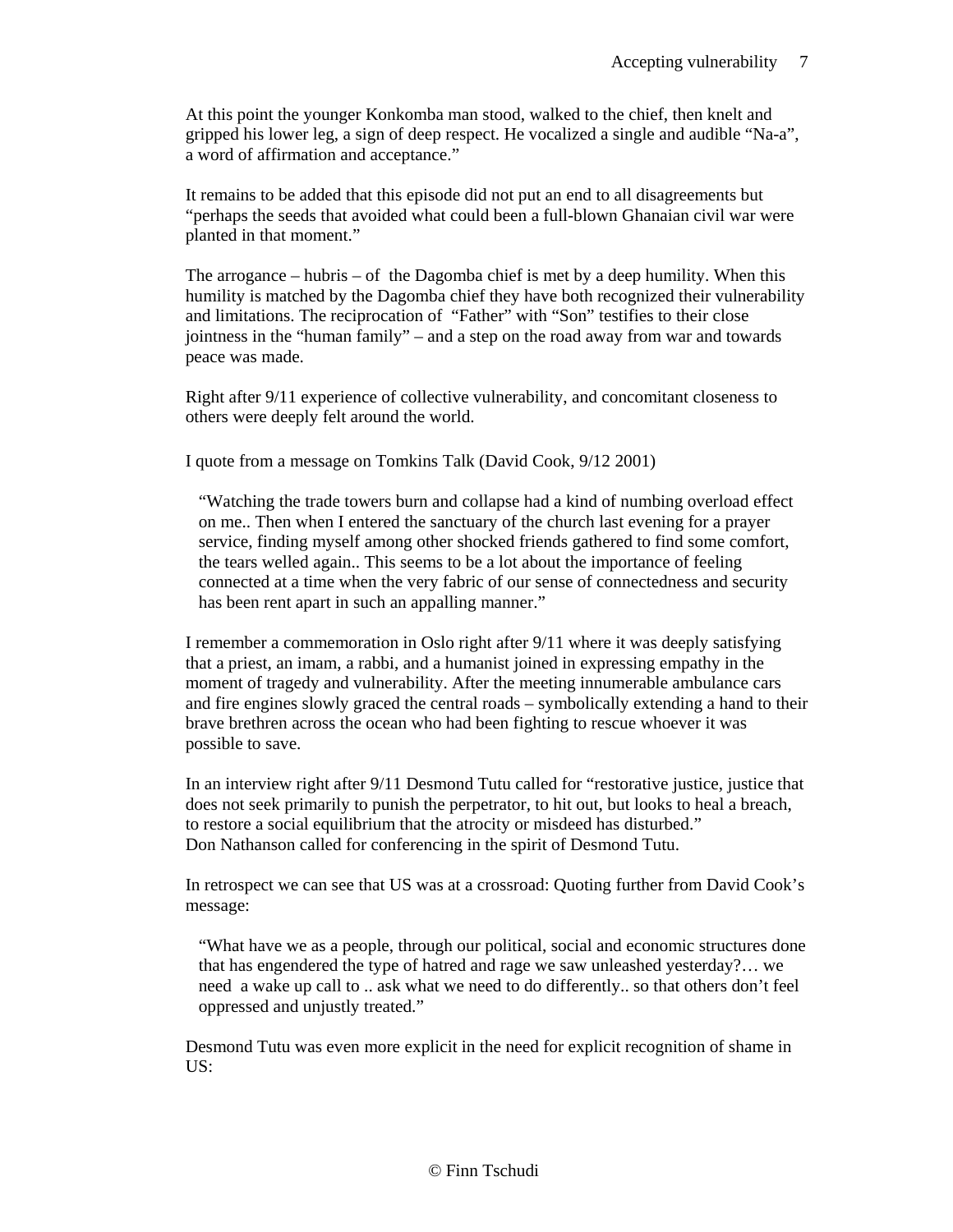At this point the younger Konkomba man stood, walked to the chief, then knelt and gripped his lower leg, a sign of deep respect. He vocalized a single and audible "Na-a", a word of affirmation and acceptance."

It remains to be added that this episode did not put an end to all disagreements but "perhaps the seeds that avoided what could been a full-blown Ghanaian civil war were planted in that moment."

The arrogance – hubris – of the Dagomba chief is met by a deep humility. When this humility is matched by the Dagomba chief they have both recognized their vulnerability and limitations. The reciprocation of "Father" with "Son" testifies to their close jointness in the "human family" – and a step on the road away from war and towards peace was made.

Right after 9/11 experience of collective vulnerability, and concomitant closeness to others were deeply felt around the world.

I quote from a message on Tomkins Talk (David Cook, 9/12 2001)

> "Watching the trade towers burn and collapse had a kind of numbing overload effect on me.. Then when I entered the sanctuary of the church last evening for a prayer service, finding myself among other shocked friends gathered to find some comfort, the tears welled again.. This seems to be a lot about the importance of feeling connected at a time when the very fabric of our sense of connectedness and security has been rent apart in such an appalling manner."

I remember a commemoration in Oslo right after 9/11 where it was deeply satisfying that a priest, an imam, a rabbi, and a humanist joined in expressing empathy in the moment of tragedy and vulnerability. After the meeting innumerable ambulance cars and fire engines slowly graced the central roads – symbolically extending a hand to their brave brethren across the ocean who had been fighting to rescue whoever it was possible to save.

In an interview right after 9/11 Desmond Tutu called for "restorative justice, justice that does not seek primarily to punish the perpetrator, to hit out, but looks to heal a breach, to restore a social equilibrium that the atrocity or misdeed has disturbed."
Don Nathanson called for conferencing in the spirit of Desmond Tutu.

In retrospect we can see that US was at a crossroad: Quoting further from David Cook's message:

> "What have we as a people, through our political, social and economic structures done that has engendered the type of hatred and rage we saw unleashed yesterday?… we need a wake up call to .. ask what we need to do differently.. so that others don't feel oppressed and unjustly treated."

Desmond Tutu was even more explicit in the need for explicit recognition of shame in US: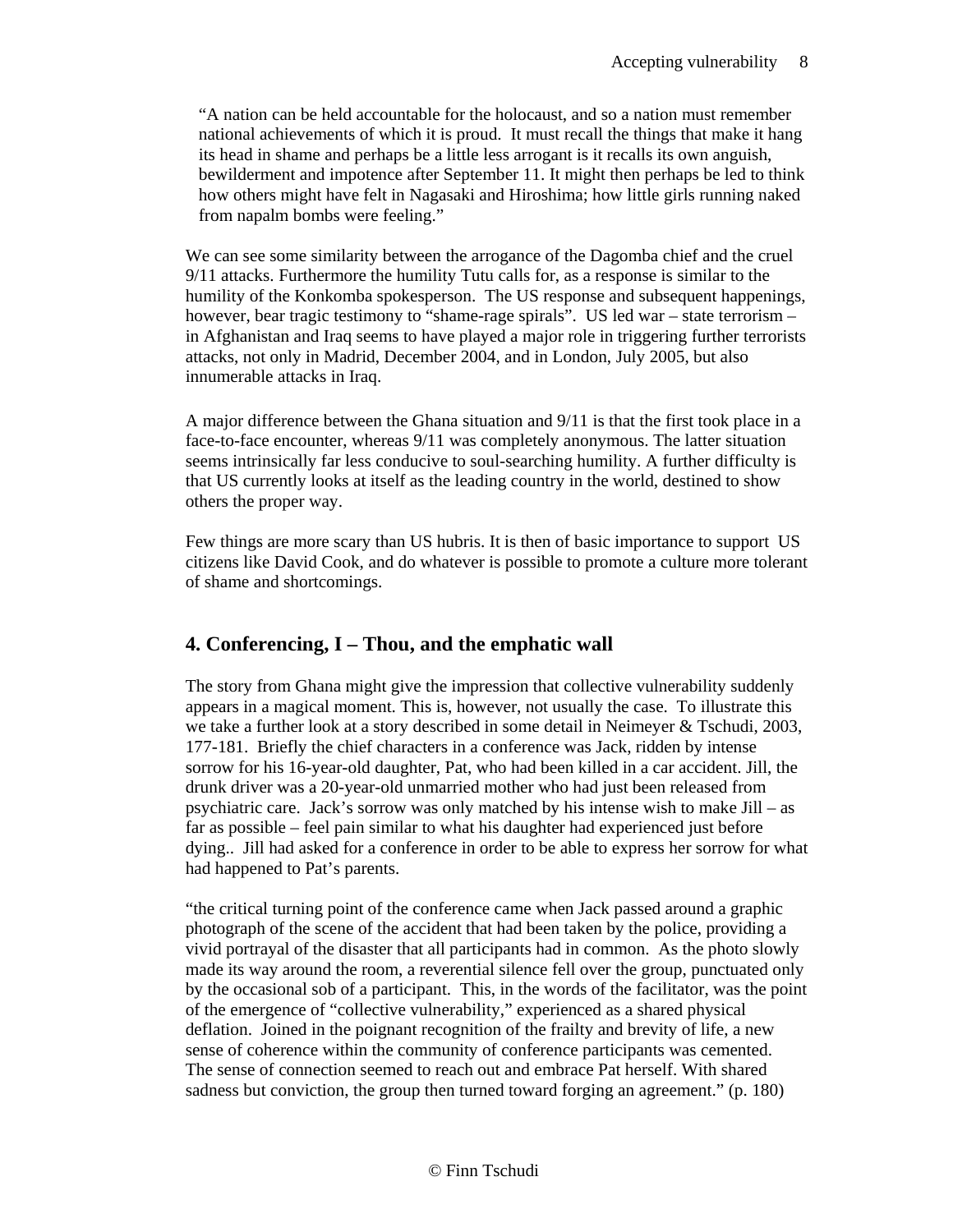> "A nation can be held accountable for the holocaust, and so a nation must remember national achievements of which it is proud. It must recall the things that make it hang its head in shame and perhaps be a little less arrogant is it recalls its own anguish, bewilderment and impotence after September 11. It might then perhaps be led to think how others might have felt in Nagasaki and Hiroshima; how little girls running naked from napalm bombs were feeling."

We can see some similarity between the arrogance of the Dagomba chief and the cruel 9/11 attacks. Furthermore the humility Tutu calls for, as a response is similar to the humility of the Konkomba spokesperson. The US response and subsequent happenings, however, bear tragic testimony to "shame-rage spirals". US led war – state terrorism – in Afghanistan and Iraq seems to have played a major role in triggering further terrorists attacks, not only in Madrid, December 2004, and in London, July 2005, but also innumerable attacks in Iraq.

A major difference between the Ghana situation and 9/11 is that the first took place in a face-to-face encounter, whereas 9/11 was completely anonymous. The latter situation seems intrinsically far less conducive to soul-searching humility. A further difficulty is that US currently looks at itself as the leading country in the world, destined to show others the proper way.

Few things are more scary than US hubris. It is then of basic importance to support US citizens like David Cook, and do whatever is possible to promote a culture more tolerant of shame and shortcomings.

## 4. Conferencing, I – Thou, and the emphatic wall

The story from Ghana might give the impression that collective vulnerability suddenly appears in a magical moment. This is, however, not usually the case. To illustrate this we take a further look at a story described in some detail in Neimeyer & Tschudi, 2003, 177-181. Briefly the chief characters in a conference was Jack, ridden by intense sorrow for his 16-year-old daughter, Pat, who had been killed in a car accident. Jill, the drunk driver was a 20-year-old unmarried mother who had just been released from psychiatric care. Jack's sorrow was only matched by his intense wish to make Jill – as far as possible – feel pain similar to what his daughter had experienced just before dying.. Jill had asked for a conference in order to be able to express her sorrow for what had happened to Pat's parents.

"the critical turning point of the conference came when Jack passed around a graphic photograph of the scene of the accident that had been taken by the police, providing a vivid portrayal of the disaster that all participants had in common. As the photo slowly made its way around the room, a reverential silence fell over the group, punctuated only by the occasional sob of a participant. This, in the words of the facilitator, was the point of the emergence of "collective vulnerability," experienced as a shared physical deflation. Joined in the poignant recognition of the frailty and brevity of life, a new sense of coherence within the community of conference participants was cemented. The sense of connection seemed to reach out and embrace Pat herself. With shared sadness but conviction, the group then turned toward forging an agreement." (p. 180)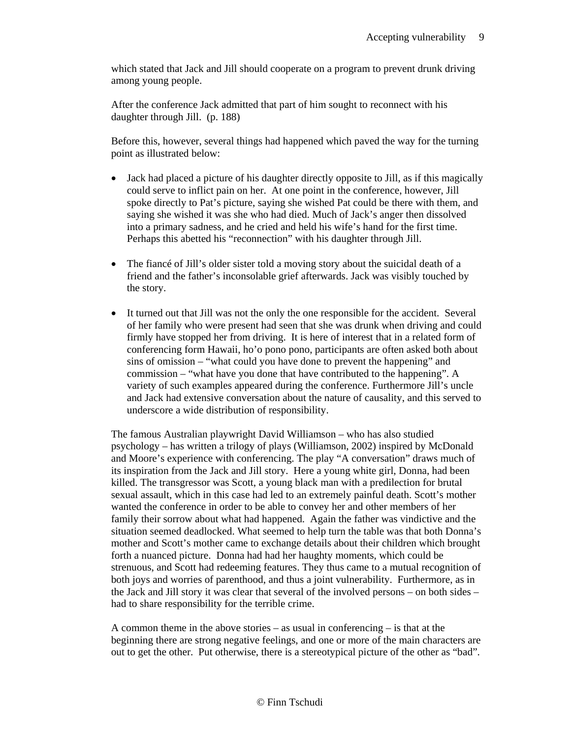which stated that Jack and Jill should cooperate on a program to prevent drunk driving among young people.

After the conference Jack admitted that part of him sought to reconnect with his daughter through Jill. (p. 188)

Before this, however, several things had happened which paved the way for the turning point as illustrated below:

- Jack had placed a picture of his daughter directly opposite to Jill, as if this magically could serve to inflict pain on her. At one point in the conference, however, Jill spoke directly to Pat's picture, saying she wished Pat could be there with them, and saying she wished it was she who had died. Much of Jack's anger then dissolved into a primary sadness, and he cried and held his wife's hand for the first time. Perhaps this abetted his "reconnection" with his daughter through Jill.

- The fiancé of Jill's older sister told a moving story about the suicidal death of a friend and the father's inconsolable grief afterwards. Jack was visibly touched by the story.

- It turned out that Jill was not the only the one responsible for the accident. Several of her family who were present had seen that she was drunk when driving and could firmly have stopped her from driving. It is here of interest that in a related form of conferencing form Hawaii, ho'o pono pono, participants are often asked both about sins of omission – "what could you have done to prevent the happening" and commission – "what have you done that have contributed to the happening". A variety of such examples appeared during the conference. Furthermore Jill's uncle and Jack had extensive conversation about the nature of causality, and this served to underscore a wide distribution of responsibility.

The famous Australian playwright David Williamson – who has also studied psychology – has written a trilogy of plays (Williamson, 2002) inspired by McDonald and Moore's experience with conferencing. The play "A conversation" draws much of its inspiration from the Jack and Jill story. Here a young white girl, Donna, had been killed. The transgressor was Scott, a young black man with a predilection for brutal sexual assault, which in this case had led to an extremely painful death. Scott's mother wanted the conference in order to be able to convey her and other members of her family their sorrow about what had happened. Again the father was vindictive and the situation seemed deadlocked. What seemed to help turn the table was that both Donna's mother and Scott's mother came to exchange details about their children which brought forth a nuanced picture. Donna had had her haughty moments, which could be strenuous, and Scott had redeeming features. They thus came to a mutual recognition of both joys and worries of parenthood, and thus a joint vulnerability. Furthermore, as in the Jack and Jill story it was clear that several of the involved persons – on both sides – had to share responsibility for the terrible crime.

A common theme in the above stories – as usual in conferencing – is that at the beginning there are strong negative feelings, and one or more of the main characters are out to get the other. Put otherwise, there is a stereotypical picture of the other as "bad".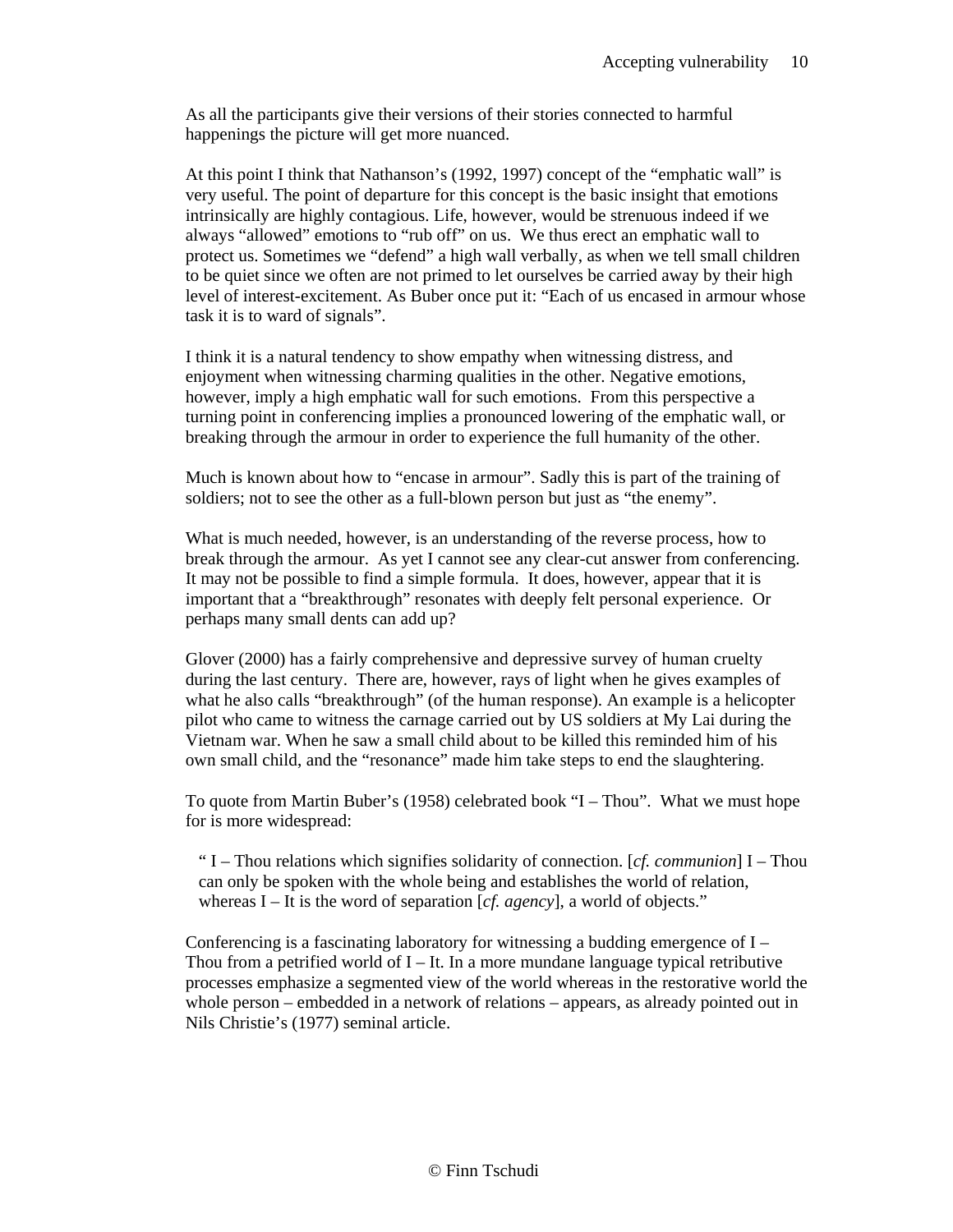As all the participants give their versions of their stories connected to harmful happenings the picture will get more nuanced.

At this point I think that Nathanson's (1992, 1997) concept of the "emphatic wall" is very useful. The point of departure for this concept is the basic insight that emotions intrinsically are highly contagious. Life, however, would be strenuous indeed if we always "allowed" emotions to "rub off" on us.  We thus erect an emphatic wall to protect us. Sometimes we "defend" a high wall verbally, as when we tell small children to be quiet since we often are not primed to let ourselves be carried away by their high level of interest-excitement. As Buber once put it: "Each of us encased in armour whose task it is to ward of signals".

I think it is a natural tendency to show empathy when witnessing distress, and enjoyment when witnessing charming qualities in the other. Negative emotions, however, imply a high emphatic wall for such emotions.  From this perspective a turning point in conferencing implies a pronounced lowering of the emphatic wall, or breaking through the armour in order to experience the full humanity of the other.

Much is known about how to "encase in armour". Sadly this is part of the training of soldiers; not to see the other as a full-blown person but just as "the enemy".

What is much needed, however, is an understanding of the reverse process, how to break through the armour.  As yet I cannot see any clear-cut answer from conferencing. It may not be possible to find a simple formula.  It does, however, appear that it is important that a "breakthrough" resonates with deeply felt personal experience.  Or perhaps many small dents can add up?

Glover (2000) has a fairly comprehensive and depressive survey of human cruelty during the last century.  There are, however, rays of light when he gives examples of what he also calls "breakthrough" (of the human response). An example is a helicopter pilot who came to witness the carnage carried out by US soldiers at My Lai during the Vietnam war. When he saw a small child about to be killed this reminded him of his own small child, and the "resonance" made him take steps to end the slaughtering.

To quote from Martin Buber's (1958) celebrated book "I – Thou".  What we must hope for is more widespread:

> " I – Thou relations which signifies solidarity of connection. [*cf. communion*] I – Thou can only be spoken with the whole being and establishes the world of relation, whereas I – It is the word of separation [*cf. agency*], a world of objects."

Conferencing is a fascinating laboratory for witnessing a budding emergence of I – Thou from a petrified world of I – It. In a more mundane language typical retributive processes emphasize a segmented view of the world whereas in the restorative world the whole person – embedded in a network of relations – appears, as already pointed out in Nils Christie's (1977) seminal article.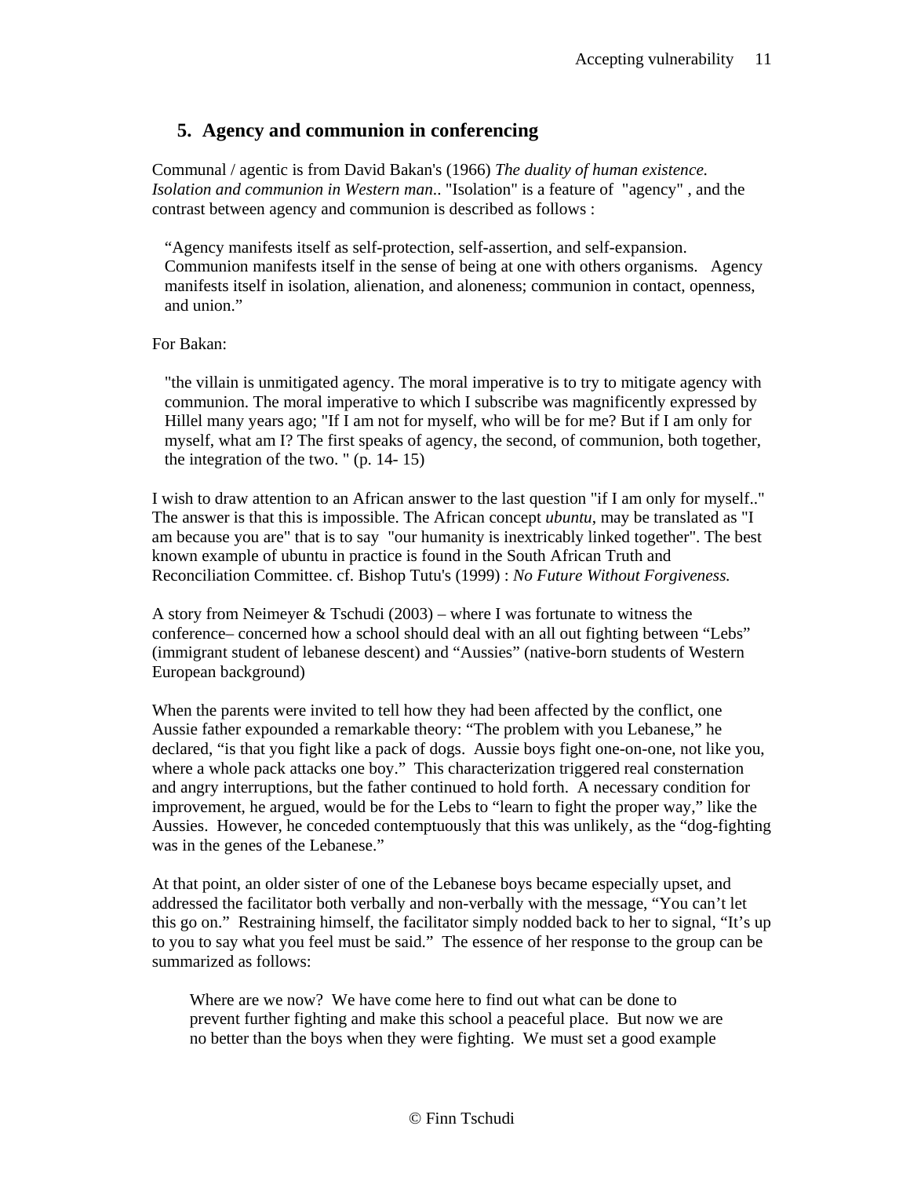## 5. Agency and communion in conferencing

Communal / agentic is from David Bakan's (1966) *The duality of human existence. Isolation and communion in Western man*.. "Isolation" is a feature of "agency" , and the contrast between agency and communion is described as follows :

> "Agency manifests itself as self-protection, self-assertion, and self-expansion. Communion manifests itself in the sense of being at one with others organisms. Agency manifests itself in isolation, alienation, and aloneness; communion in contact, openness, and union."

For Bakan:

> "the villain is unmitigated agency. The moral imperative is to try to mitigate agency with communion. The moral imperative to which I subscribe was magnificently expressed by Hillel many years ago; "If I am not for myself, who will be for me? But if I am only for myself, what am I? The first speaks of agency, the second, of communion, both together, the integration of the two. " (p. 14- 15)

I wish to draw attention to an African answer to the last question "if I am only for myself.." The answer is that this is impossible. The African concept *ubuntu*, may be translated as "I am because you are" that is to say "our humanity is inextricably linked together". The best known example of ubuntu in practice is found in the South African Truth and Reconciliation Committee. cf. Bishop Tutu's (1999) : *No Future Without Forgiveness.*

A story from Neimeyer & Tschudi (2003) – where I was fortunate to witness the conference– concerned how a school should deal with an all out fighting between "Lebs" (immigrant student of lebanese descent) and "Aussies" (native-born students of Western European background)

When the parents were invited to tell how they had been affected by the conflict, one Aussie father expounded a remarkable theory: "The problem with you Lebanese," he declared, "is that you fight like a pack of dogs. Aussie boys fight one-on-one, not like you, where a whole pack attacks one boy." This characterization triggered real consternation and angry interruptions, but the father continued to hold forth. A necessary condition for improvement, he argued, would be for the Lebs to "learn to fight the proper way," like the Aussies. However, he conceded contemptuously that this was unlikely, as the "dog-fighting was in the genes of the Lebanese."

At that point, an older sister of one of the Lebanese boys became especially upset, and addressed the facilitator both verbally and non-verbally with the message, "You can't let this go on." Restraining himself, the facilitator simply nodded back to her to signal, "It's up to you to say what you feel must be said." The essence of her response to the group can be summarized as follows:

> Where are we now? We have come here to find out what can be done to prevent further fighting and make this school a peaceful place. But now we are no better than the boys when they were fighting. We must set a good example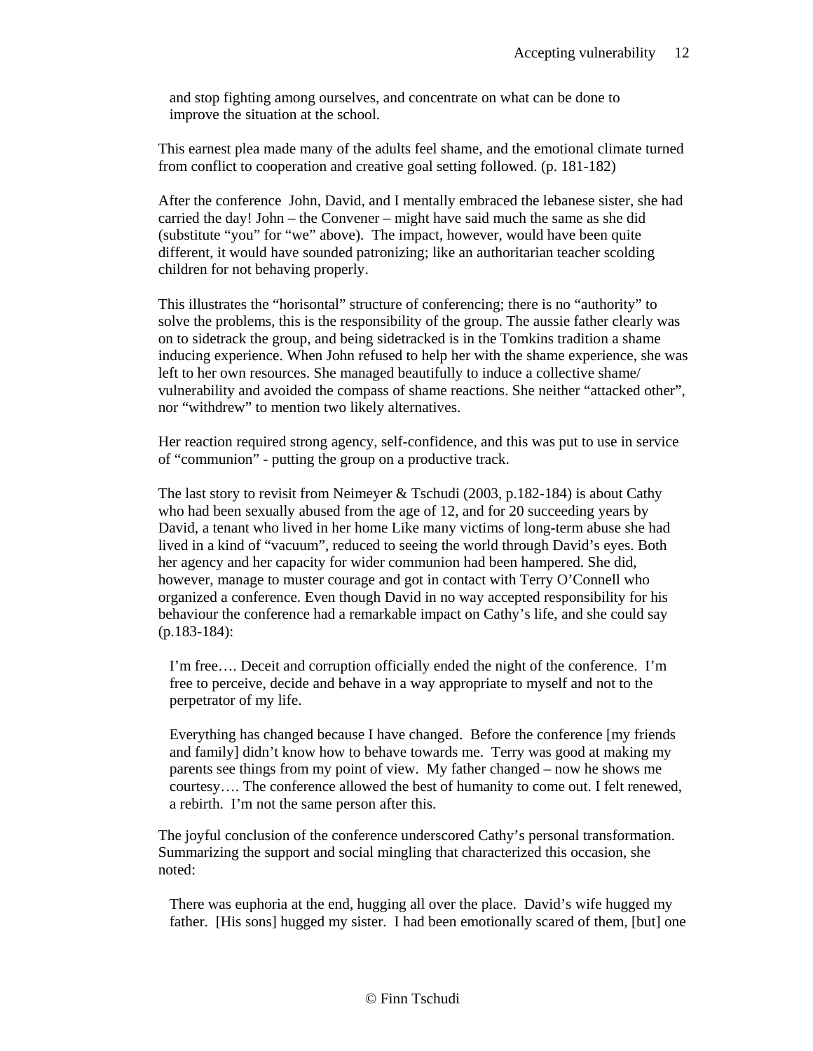> and stop fighting among ourselves, and concentrate on what can be done to improve the situation at the school.

This earnest plea made many of the adults feel shame, and the emotional climate turned from conflict to cooperation and creative goal setting followed. (p. 181-182)

After the conference John, David, and I mentally embraced the lebanese sister, she had carried the day! John – the Convener – might have said much the same as she did (substitute "you" for "we" above). The impact, however, would have been quite different, it would have sounded patronizing; like an authoritarian teacher scolding children for not behaving properly.

This illustrates the "horisontal" structure of conferencing; there is no "authority" to solve the problems, this is the responsibility of the group. The aussie father clearly was on to sidetrack the group, and being sidetracked is in the Tomkins tradition a shame inducing experience. When John refused to help her with the shame experience, she was left to her own resources. She managed beautifully to induce a collective shame/ vulnerability and avoided the compass of shame reactions. She neither "attacked other", nor "withdrew" to mention two likely alternatives.

Her reaction required strong agency, self-confidence, and this was put to use in service of "communion" - putting the group on a productive track.

The last story to revisit from Neimeyer & Tschudi (2003, p.182-184) is about Cathy who had been sexually abused from the age of 12, and for 20 succeeding years by David, a tenant who lived in her home Like many victims of long-term abuse she had lived in a kind of "vacuum", reduced to seeing the world through David's eyes. Both her agency and her capacity for wider communion had been hampered. She did, however, manage to muster courage and got in contact with Terry O'Connell who organized a conference. Even though David in no way accepted responsibility for his behaviour the conference had a remarkable impact on Cathy's life, and she could say (p.183-184):

> I'm free…. Deceit and corruption officially ended the night of the conference. I'm free to perceive, decide and behave in a way appropriate to myself and not to the perpetrator of my life.
>
> Everything has changed because I have changed. Before the conference [my friends and family] didn't know how to behave towards me. Terry was good at making my parents see things from my point of view. My father changed – now he shows me courtesy…. The conference allowed the best of humanity to come out. I felt renewed, a rebirth. I'm not the same person after this.

The joyful conclusion of the conference underscored Cathy's personal transformation. Summarizing the support and social mingling that characterized this occasion, she noted:

> There was euphoria at the end, hugging all over the place. David's wife hugged my father. [His sons] hugged my sister. I had been emotionally scared of them, [but] one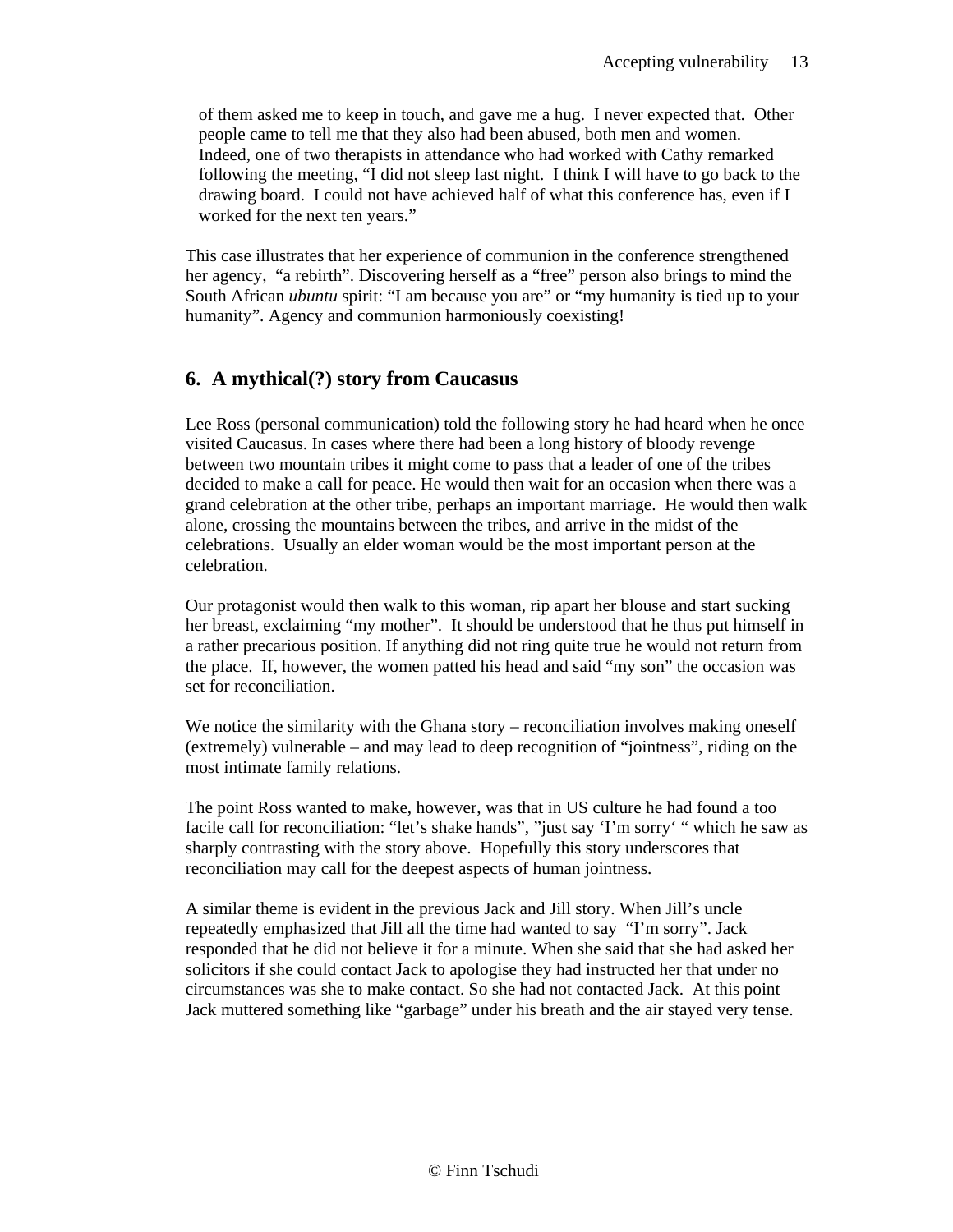> of them asked me to keep in touch, and gave me a hug. I never expected that. Other people came to tell me that they also had been abused, both men and women. Indeed, one of two therapists in attendance who had worked with Cathy remarked following the meeting, "I did not sleep last night. I think I will have to go back to the drawing board. I could not have achieved half of what this conference has, even if I worked for the next ten years."

This case illustrates that her experience of communion in the conference strengthened her agency, "a rebirth". Discovering herself as a "free" person also brings to mind the South African *ubuntu* spirit: "I am because you are" or "my humanity is tied up to your humanity". Agency and communion harmoniously coexisting!

## 6. A mythical(?) story from Caucasus

Lee Ross (personal communication) told the following story he had heard when he once visited Caucasus. In cases where there had been a long history of bloody revenge between two mountain tribes it might come to pass that a leader of one of the tribes decided to make a call for peace. He would then wait for an occasion when there was a grand celebration at the other tribe, perhaps an important marriage. He would then walk alone, crossing the mountains between the tribes, and arrive in the midst of the celebrations. Usually an elder woman would be the most important person at the celebration.

Our protagonist would then walk to this woman, rip apart her blouse and start sucking her breast, exclaiming "my mother". It should be understood that he thus put himself in a rather precarious position. If anything did not ring quite true he would not return from the place. If, however, the women patted his head and said "my son" the occasion was set for reconciliation.

We notice the similarity with the Ghana story – reconciliation involves making oneself (extremely) vulnerable – and may lead to deep recognition of "jointness", riding on the most intimate family relations.

The point Ross wanted to make, however, was that in US culture he had found a too facile call for reconciliation: "let's shake hands", "just say 'I'm sorry' " which he saw as sharply contrasting with the story above. Hopefully this story underscores that reconciliation may call for the deepest aspects of human jointness.

A similar theme is evident in the previous Jack and Jill story. When Jill's uncle repeatedly emphasized that Jill all the time had wanted to say "I'm sorry". Jack responded that he did not believe it for a minute. When she said that she had asked her solicitors if she could contact Jack to apologise they had instructed her that under no circumstances was she to make contact. So she had not contacted Jack. At this point Jack muttered something like "garbage" under his breath and the air stayed very tense.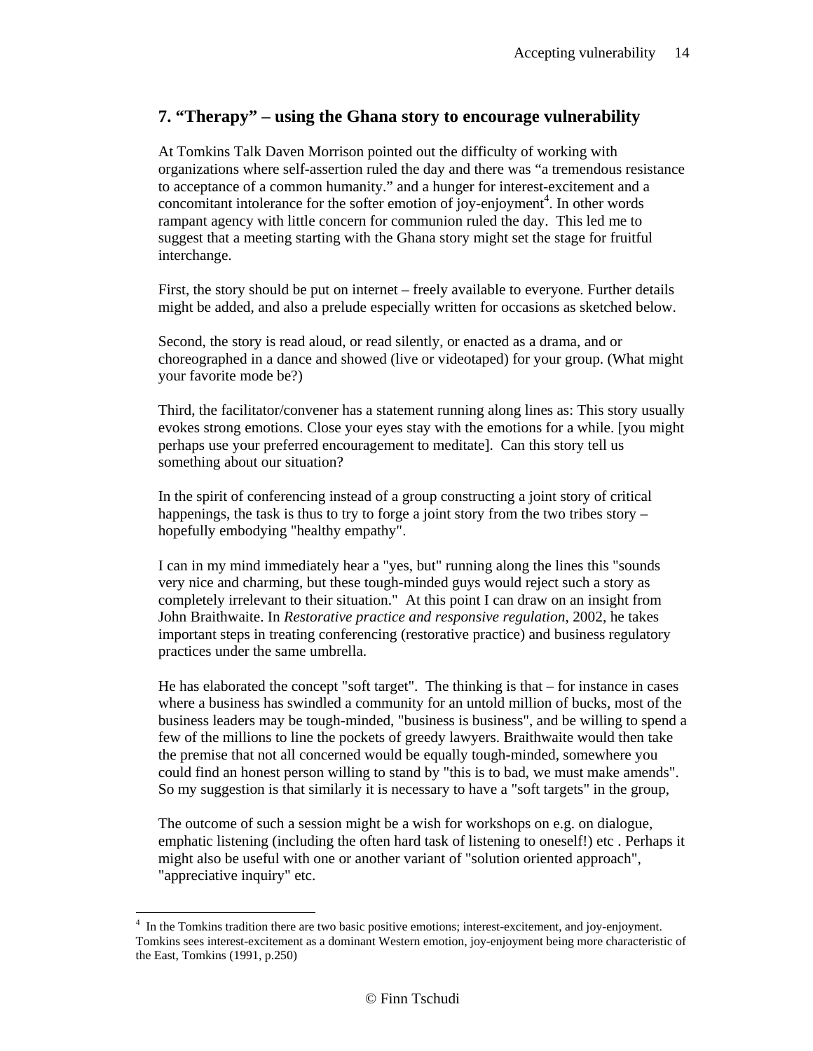## 7. "Therapy" – using the Ghana story to encourage vulnerability

At Tomkins Talk Daven Morrison pointed out the difficulty of working with organizations where self-assertion ruled the day and there was "a tremendous resistance to acceptance of a common humanity." and a hunger for interest-excitement and a concomitant intolerance for the softer emotion of joy-enjoyment[4]. In other words rampant agency with little concern for communion ruled the day. This led me to suggest that a meeting starting with the Ghana story might set the stage for fruitful interchange.

First, the story should be put on internet – freely available to everyone. Further details might be added, and also a prelude especially written for occasions as sketched below.

Second, the story is read aloud, or read silently, or enacted as a drama, and or choreographed in a dance and showed (live or videotaped) for your group. (What might your favorite mode be?)

Third, the facilitator/convener has a statement running along lines as: This story usually evokes strong emotions. Close your eyes stay with the emotions for a while. [you might perhaps use your preferred encouragement to meditate]. Can this story tell us something about our situation?

In the spirit of conferencing instead of a group constructing a joint story of critical happenings, the task is thus to try to forge a joint story from the two tribes story – hopefully embodying "healthy empathy".

I can in my mind immediately hear a "yes, but" running along the lines this "sounds very nice and charming, but these tough-minded guys would reject such a story as completely irrelevant to their situation." At this point I can draw on an insight from John Braithwaite. In *Restorative practice and responsive regulation*, 2002, he takes important steps in treating conferencing (restorative practice) and business regulatory practices under the same umbrella.

He has elaborated the concept "soft target". The thinking is that – for instance in cases where a business has swindled a community for an untold million of bucks, most of the business leaders may be tough-minded, "business is business", and be willing to spend a few of the millions to line the pockets of greedy lawyers. Braithwaite would then take the premise that not all concerned would be equally tough-minded, somewhere you could find an honest person willing to stand by "this is to bad, we must make amends". So my suggestion is that similarly it is necessary to have a "soft targets" in the group,

The outcome of such a session might be a wish for workshops on e.g. on dialogue, emphatic listening (including the often hard task of listening to oneself!) etc . Perhaps it might also be useful with one or another variant of "solution oriented approach", "appreciative inquiry" etc.

---

[4] In the Tomkins tradition there are two basic positive emotions; interest-excitement, and joy-enjoyment. Tomkins sees interest-excitement as a dominant Western emotion, joy-enjoyment being more characteristic of the East, Tomkins (1991, p.250)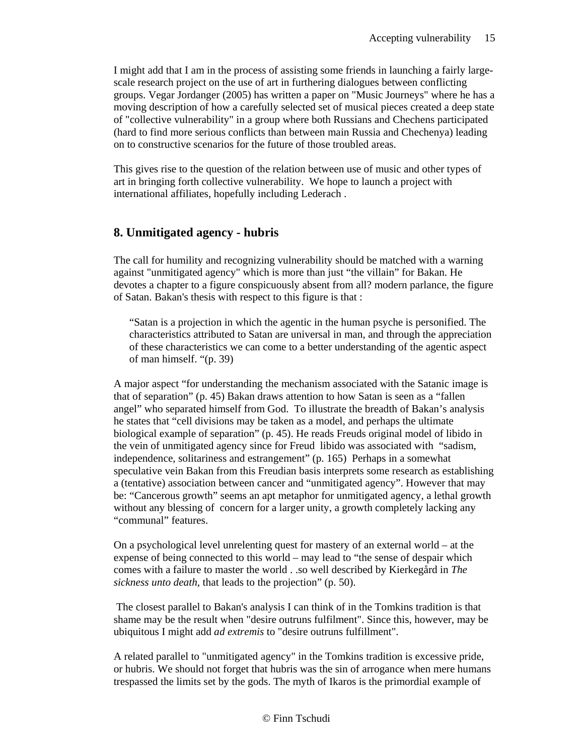I might add that I am in the process of assisting some friends in launching a fairly large-scale research project on the use of art in furthering dialogues between conflicting groups. Vegar Jordanger (2005) has written a paper on "Music Journeys" where he has a moving description of how a carefully selected set of musical pieces created a deep state of "collective vulnerability" in a group where both Russians and Chechens participated (hard to find more serious conflicts than between main Russia and Chechenya) leading on to constructive scenarios for the future of those troubled areas.

This gives rise to the question of the relation between use of music and other types of art in bringing forth collective vulnerability. We hope to launch a project with international affiliates, hopefully including Lederach .

## 8. Unmitigated agency - hubris

The call for humility and recognizing vulnerability should be matched with a warning against "unmitigated agency" which is more than just “the villain” for Bakan. He devotes a chapter to a figure conspicuously absent from all? modern parlance, the figure of Satan. Bakan's thesis with respect to this figure is that :

> “Satan is a projection in which the agentic in the human psyche is personified. The characteristics attributed to Satan are universal in man, and through the appreciation of these characteristics we can come to a better understanding of the agentic aspect of man himself. “(p. 39)

A major aspect “for understanding the mechanism associated with the Satanic image is that of separation” (p. 45) Bakan draws attention to how Satan is seen as a “fallen angel” who separated himself from God. To illustrate the breadth of Bakan’s analysis he states that “cell divisions may be taken as a model, and perhaps the ultimate biological example of separation” (p. 45). He reads Freuds original model of libido in the vein of unmitigated agency since for Freud libido was associated with “sadism, independence, solitariness and estrangement” (p. 165) Perhaps in a somewhat speculative vein Bakan from this Freudian basis interprets some research as establishing a (tentative) association between cancer and “unmitigated agency”. However that may be: “Cancerous growth” seems an apt metaphor for unmitigated agency, a lethal growth without any blessing of concern for a larger unity, a growth completely lacking any “communal” features.

On a psychological level unrelenting quest for mastery of an external world – at the expense of being connected to this world – may lead to “the sense of despair which comes with a failure to master the world . .so well described by Kierkegård in *The sickness unto death*, that leads to the projection” (p. 50).

The closest parallel to Bakan's analysis I can think of in the Tomkins tradition is that shame may be the result when "desire outruns fulfilment". Since this, however, may be ubiquitous I might add *ad extremis* to "desire outruns fulfillment".

A related parallel to "unmitigated agency" in the Tomkins tradition is excessive pride, or hubris. We should not forget that hubris was the sin of arrogance when mere humans trespassed the limits set by the gods. The myth of Ikaros is the primordial example of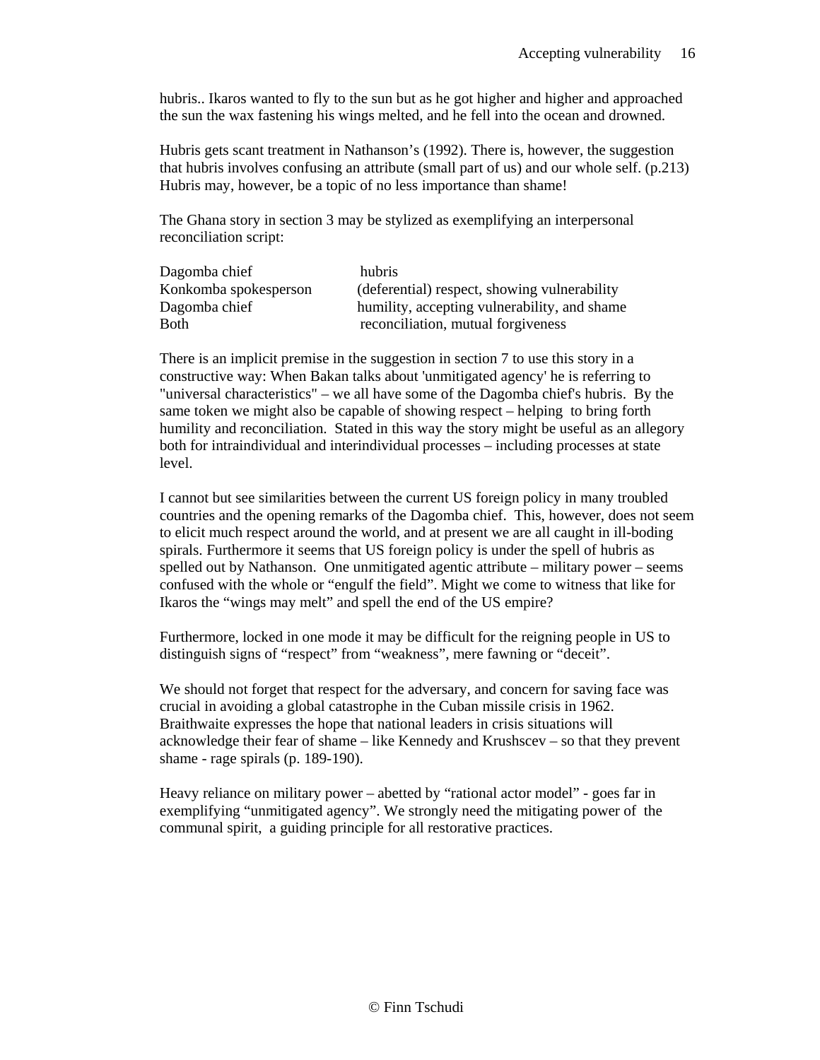hubris.. Ikaros wanted to fly to the sun but as he got higher and higher and approached the sun the wax fastening his wings melted, and he fell into the ocean and drowned.

Hubris gets scant treatment in Nathanson's (1992). There is, however, the suggestion that hubris involves confusing an attribute (small part of us) and our whole self. (p.213) Hubris may, however, be a topic of no less importance than shame!

The Ghana story in section 3 may be stylized as exemplifying an interpersonal reconciliation script:

| | |
|---|---|
| Dagomba chief | hubris |
| Konkomba spokesperson | (deferential) respect, showing vulnerability |
| Dagomba chief | humility, accepting vulnerability, and shame |
| Both | reconciliation, mutual forgiveness |

There is an implicit premise in the suggestion in section 7 to use this story in a constructive way: When Bakan talks about 'unmitigated agency' he is referring to "universal characteristics" – we all have some of the Dagomba chief's hubris. By the same token we might also be capable of showing respect – helping to bring forth humility and reconciliation. Stated in this way the story might be useful as an allegory both for intraindividual and interindividual processes – including processes at state level.

I cannot but see similarities between the current US foreign policy in many troubled countries and the opening remarks of the Dagomba chief. This, however, does not seem to elicit much respect around the world, and at present we are all caught in ill-boding spirals. Furthermore it seems that US foreign policy is under the spell of hubris as spelled out by Nathanson. One unmitigated agentic attribute – military power – seems confused with the whole or "engulf the field". Might we come to witness that like for Ikaros the "wings may melt" and spell the end of the US empire?

Furthermore, locked in one mode it may be difficult for the reigning people in US to distinguish signs of "respect" from "weakness", mere fawning or "deceit".

We should not forget that respect for the adversary, and concern for saving face was crucial in avoiding a global catastrophe in the Cuban missile crisis in 1962. Braithwaite expresses the hope that national leaders in crisis situations will acknowledge their fear of shame – like Kennedy and Krushscev – so that they prevent shame - rage spirals (p. 189-190).

Heavy reliance on military power – abetted by "rational actor model" - goes far in exemplifying "unmitigated agency". We strongly need the mitigating power of the communal spirit, a guiding principle for all restorative practices.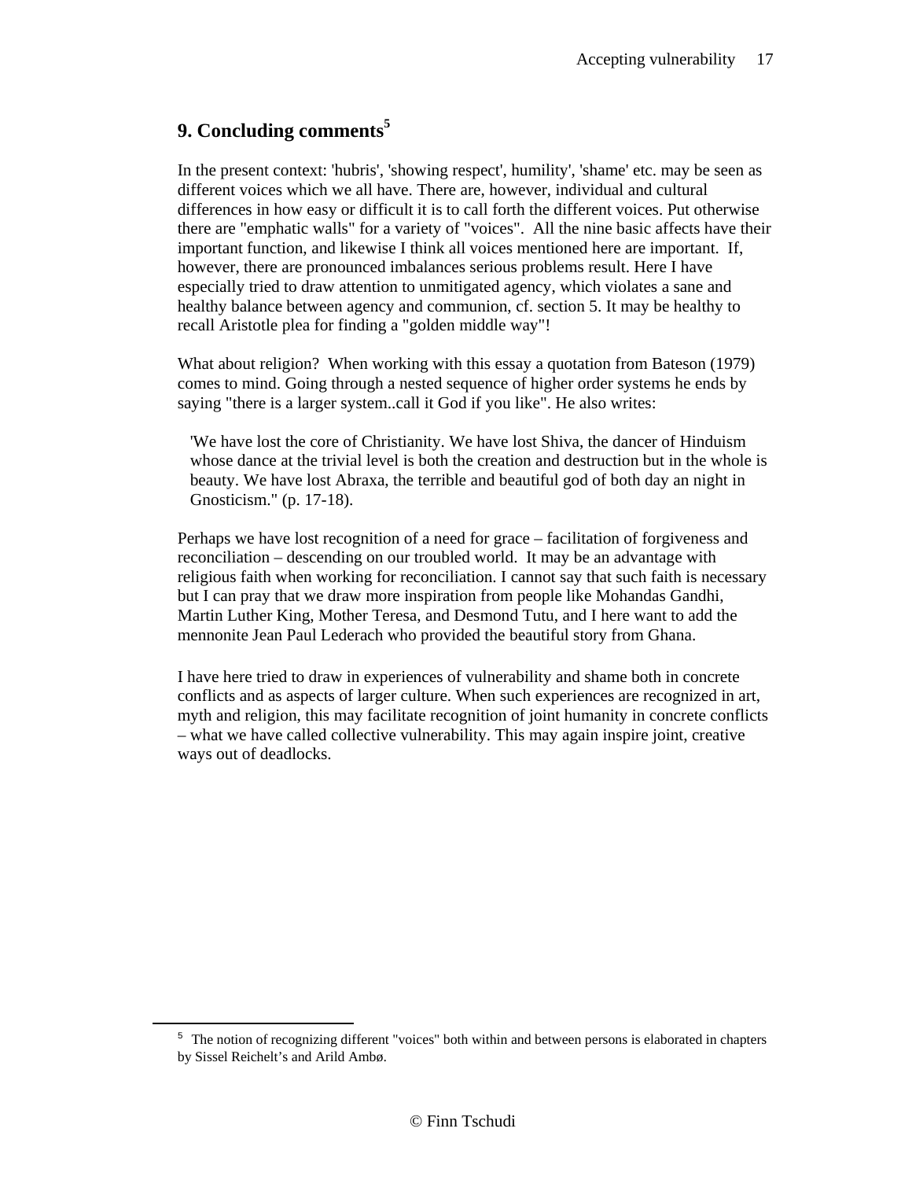## 9. Concluding comments[5]

In the present context: 'hubris', 'showing respect', humility', 'shame' etc. may be seen as different voices which we all have. There are, however, individual and cultural differences in how easy or difficult it is to call forth the different voices. Put otherwise there are "emphatic walls" for a variety of "voices". All the nine basic affects have their important function, and likewise I think all voices mentioned here are important. If, however, there are pronounced imbalances serious problems result. Here I have especially tried to draw attention to unmitigated agency, which violates a sane and healthy balance between agency and communion, cf. section 5. It may be healthy to recall Aristotle plea for finding a "golden middle way"!

What about religion? When working with this essay a quotation from Bateson (1979) comes to mind. Going through a nested sequence of higher order systems he ends by saying "there is a larger system..call it God if you like". He also writes:

> 'We have lost the core of Christianity. We have lost Shiva, the dancer of Hinduism whose dance at the trivial level is both the creation and destruction but in the whole is beauty. We have lost Abraxa, the terrible and beautiful god of both day an night in Gnosticism." (p. 17-18).

Perhaps we have lost recognition of a need for grace – facilitation of forgiveness and reconciliation – descending on our troubled world. It may be an advantage with religious faith when working for reconciliation. I cannot say that such faith is necessary but I can pray that we draw more inspiration from people like Mohandas Gandhi, Martin Luther King, Mother Teresa, and Desmond Tutu, and I here want to add the mennonite Jean Paul Lederach who provided the beautiful story from Ghana.

I have here tried to draw in experiences of vulnerability and shame both in concrete conflicts and as aspects of larger culture. When such experiences are recognized in art, myth and religion, this may facilitate recognition of joint humanity in concrete conflicts – what we have called collective vulnerability. This may again inspire joint, creative ways out of deadlocks.

---

[5] The notion of recognizing different "voices" both within and between persons is elaborated in chapters by Sissel Reichelt's and Arild Ambø.

© Finn Tschudi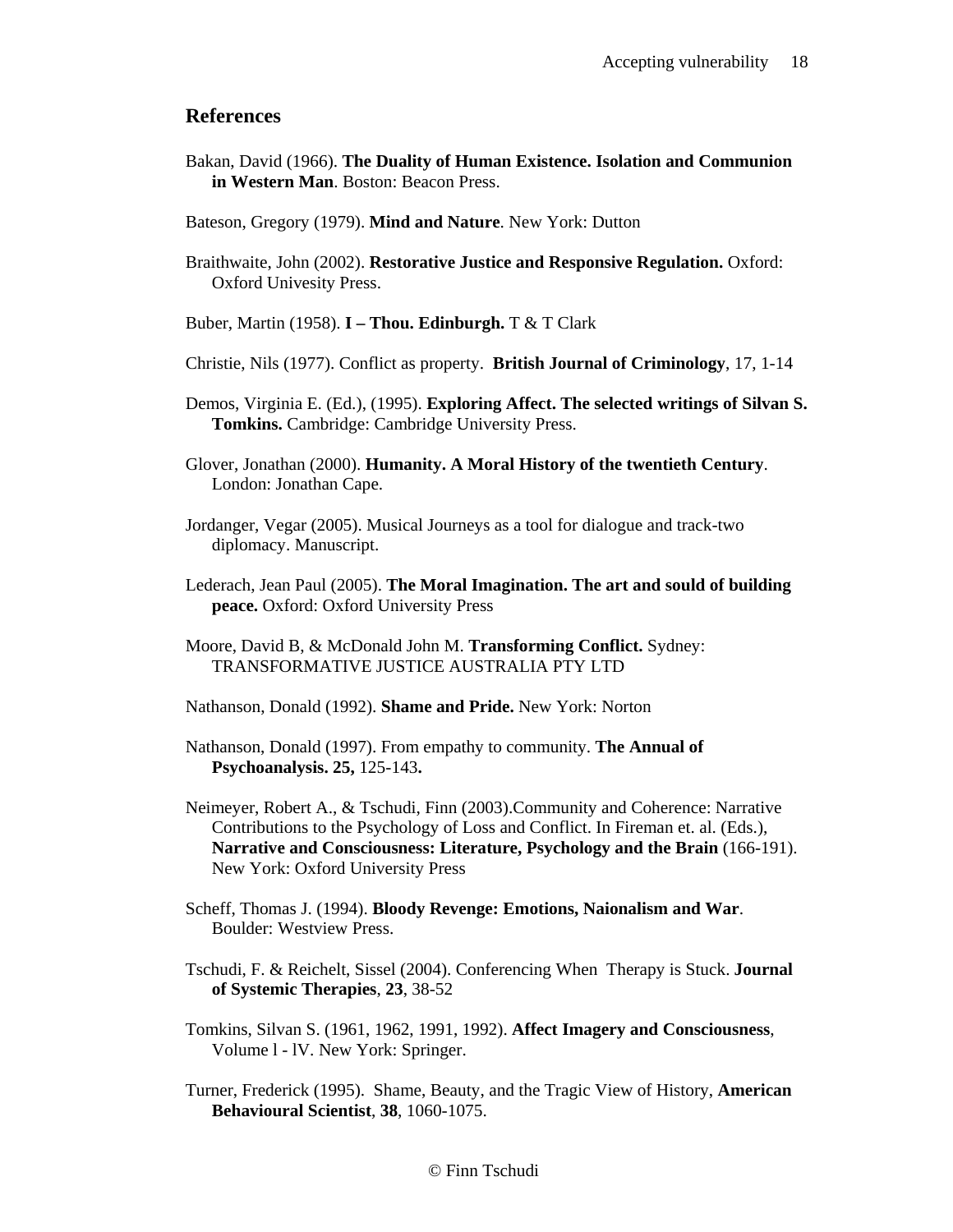## References

Bakan, David (1966). **The Duality of Human Existence. Isolation and Communion in Western Man**. Boston: Beacon Press.

Bateson, Gregory (1979). **Mind and Nature**. New York: Dutton

Braithwaite, John (2002). **Restorative Justice and Responsive Regulation.** Oxford: Oxford Univesity Press.

Buber, Martin (1958). **I – Thou. Edinburgh.** T & T Clark

Christie, Nils (1977). Conflict as property. **British Journal of Criminology**, 17, 1-14

Demos, Virginia E. (Ed.), (1995). **Exploring Affect. The selected writings of Silvan S. Tomkins.** Cambridge: Cambridge University Press.

Glover, Jonathan (2000). **Humanity. A Moral History of the twentieth Century**. London: Jonathan Cape.

Jordanger, Vegar (2005). Musical Journeys as a tool for dialogue and track-two diplomacy. Manuscript.

Lederach, Jean Paul (2005). **The Moral Imagination. The art and sould of building peace.** Oxford: Oxford University Press

Moore, David B, & McDonald John M. **Transforming Conflict.** Sydney: TRANSFORMATIVE JUSTICE AUSTRALIA PTY LTD

Nathanson, Donald (1992). **Shame and Pride.** New York: Norton

Nathanson, Donald (1997). From empathy to community. **The Annual of Psychoanalysis. 25,** 125-143**.**

Neimeyer, Robert A., & Tschudi, Finn (2003).Community and Coherence: Narrative Contributions to the Psychology of Loss and Conflict. In Fireman et. al. (Eds.), **Narrative and Consciousness: Literature, Psychology and the Brain** (166-191). New York: Oxford University Press

Scheff, Thomas J. (1994). **Bloody Revenge: Emotions, Naionalism and War**. Boulder: Westview Press.

Tschudi, F. & Reichelt, Sissel (2004). Conferencing When Therapy is Stuck. **Journal of Systemic Therapies**, **23**, 38-52

Tomkins, Silvan S. (1961, 1962, 1991, 1992). **Affect Imagery and Consciousness**, Volume l - lV. New York: Springer.

Turner, Frederick (1995). Shame, Beauty, and the Tragic View of History, **American Behavioural Scientist**, **38**, 1060-1075.

© Finn Tschudi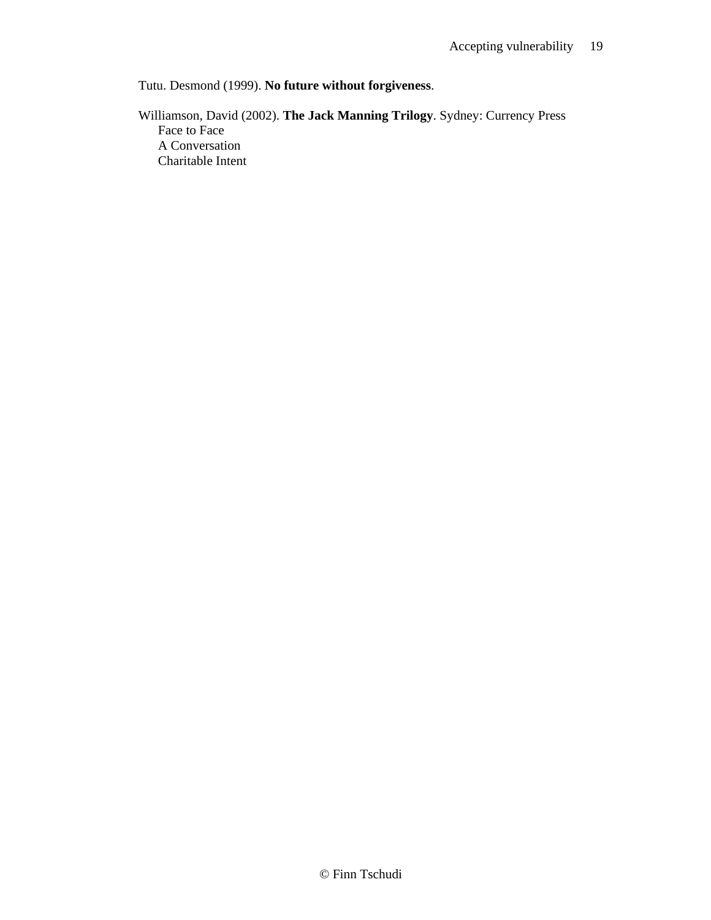Tutu. Desmond (1999). **No future without forgiveness**.

Williamson, David (2002). **The Jack Manning Trilogy**. Sydney: Currency Press
  Face to Face
  A Conversation
  Charitable Intent